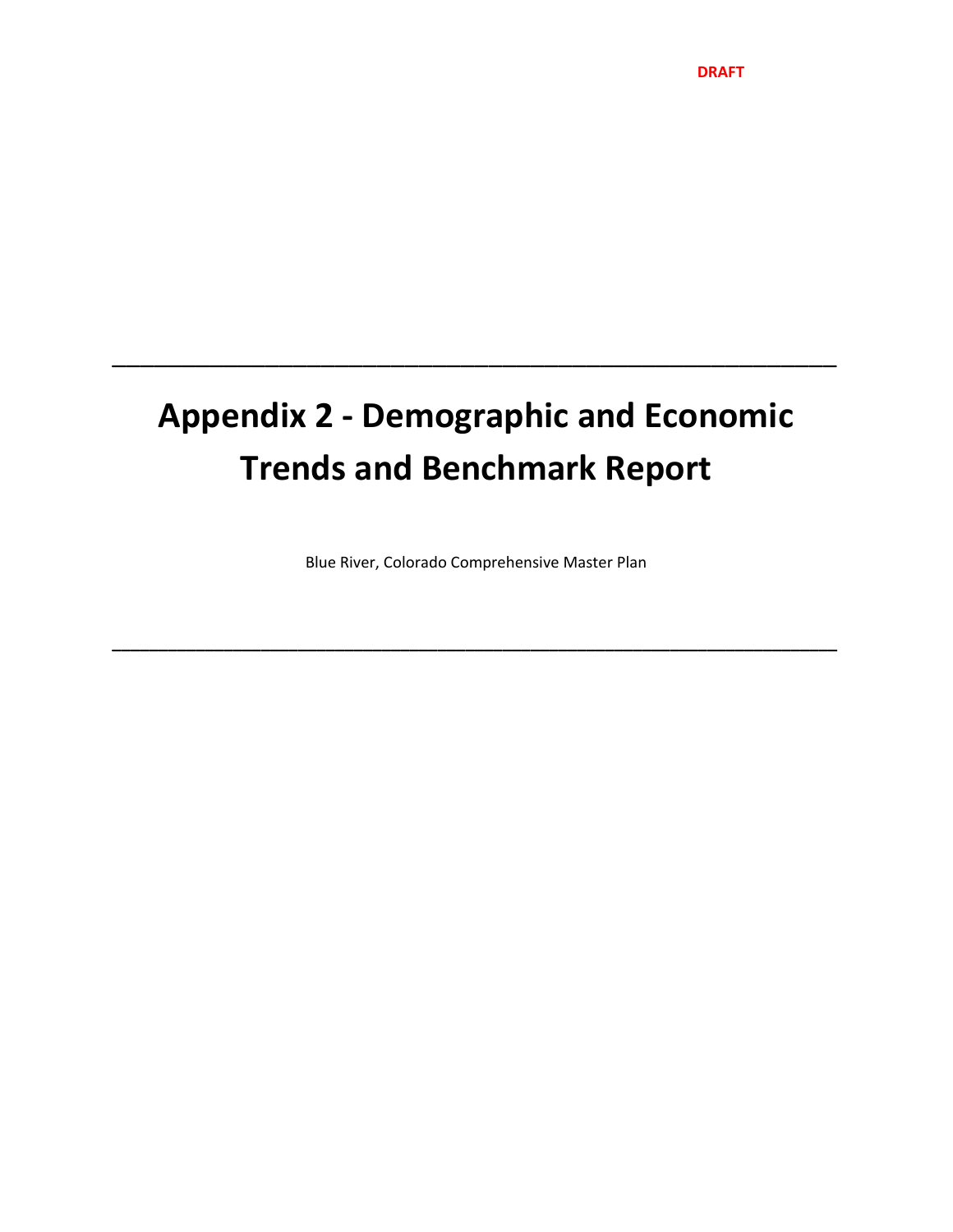DRAFT

---

# Appendix 2 - Demographic and Economic Trends and Benchmark Report

Blue River, Colorado Comprehensive Master Plan

---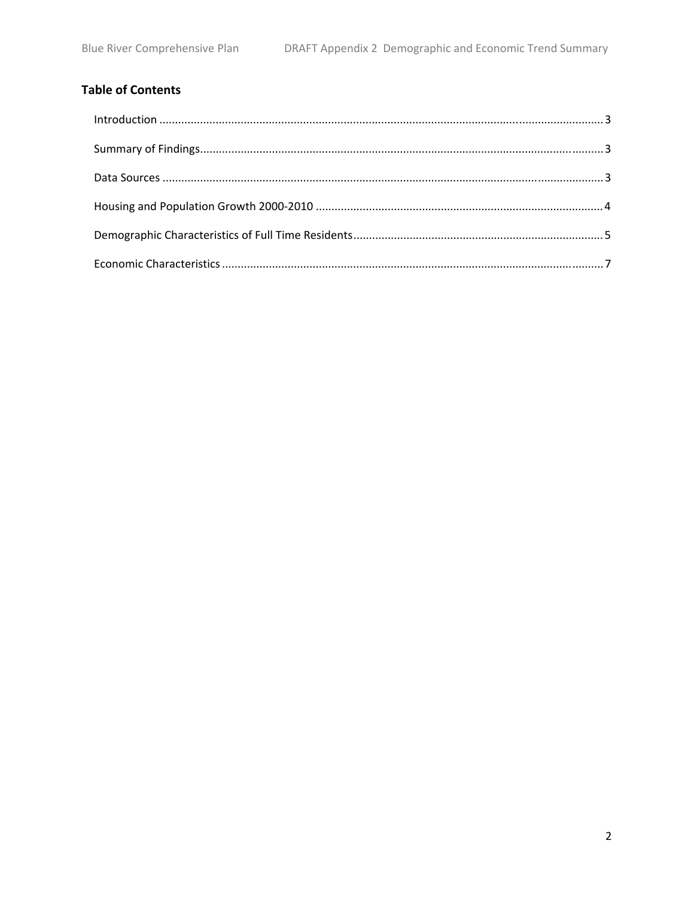## Table of Contents

Introduction ........................................................................................................................................ 3

Summary of Findings............................................................................................................................ 3

Data Sources ........................................................................................................................................ 3

Housing and Population Growth 2000-2010 ........................................................................................ 4

Demographic Characteristics of Full Time Residents............................................................................ 5

Economic Characteristics ..................................................................................................................... 7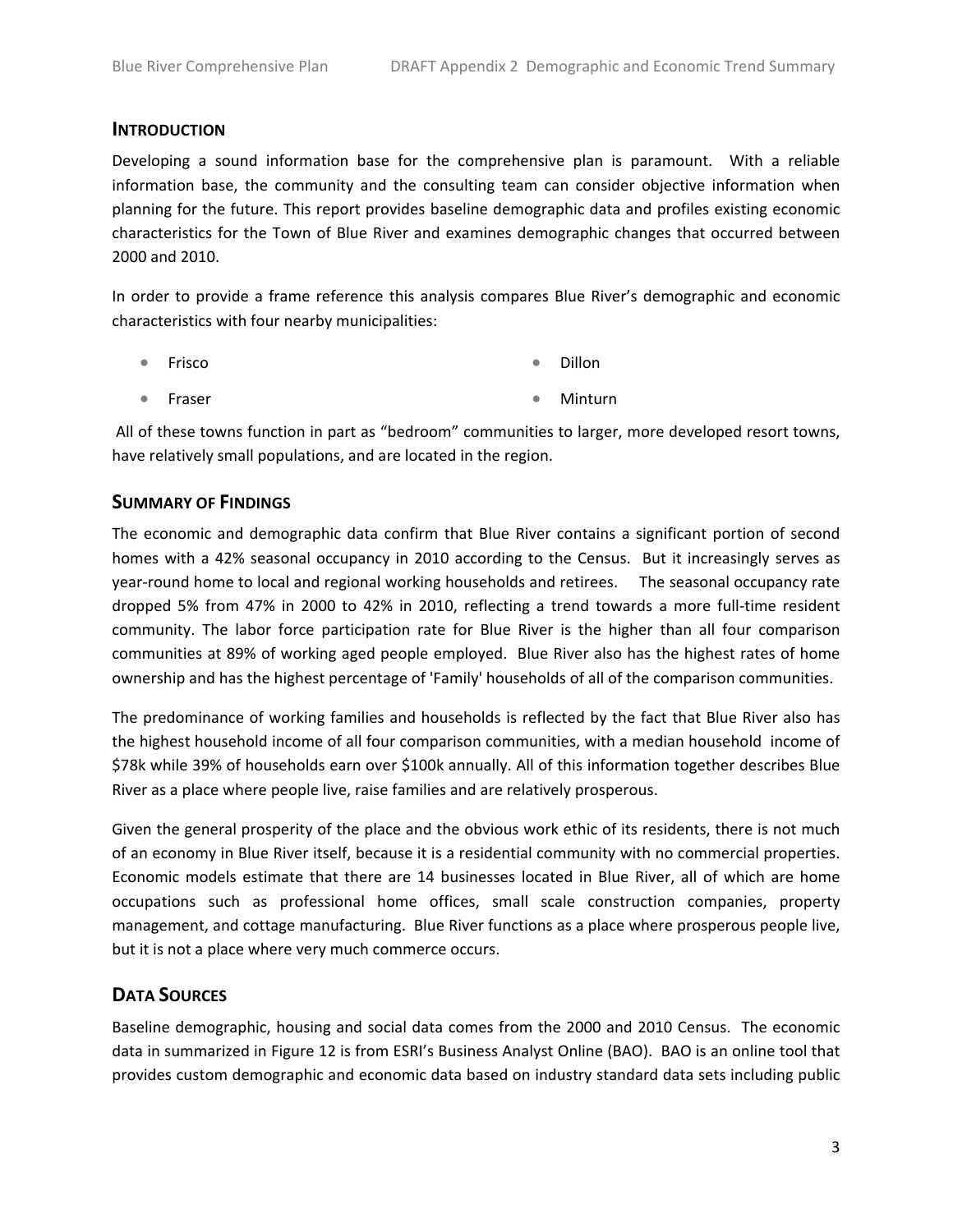## INTRODUCTION

Developing a sound information base for the comprehensive plan is paramount. With a reliable information base, the community and the consulting team can consider objective information when planning for the future. This report provides baseline demographic data and profiles existing economic characteristics for the Town of Blue River and examines demographic changes that occurred between 2000 and 2010.

In order to provide a frame reference this analysis compares Blue River's demographic and economic characteristics with four nearby municipalities:

- Frisco
- Fraser
- Dillon
- Minturn

All of these towns function in part as "bedroom" communities to larger, more developed resort towns, have relatively small populations, and are located in the region.

## SUMMARY OF FINDINGS

The economic and demographic data confirm that Blue River contains a significant portion of second homes with a 42% seasonal occupancy in 2010 according to the Census. But it increasingly serves as year-round home to local and regional working households and retirees. The seasonal occupancy rate dropped 5% from 47% in 2000 to 42% in 2010, reflecting a trend towards a more full-time resident community. The labor force participation rate for Blue River is the higher than all four comparison communities at 89% of working aged people employed. Blue River also has the highest rates of home ownership and has the highest percentage of 'Family' households of all of the comparison communities.

The predominance of working families and households is reflected by the fact that Blue River also has the highest household income of all four comparison communities, with a median household income of $78k while 39% of households earn over $100k annually. All of this information together describes Blue River as a place where people live, raise families and are relatively prosperous.

Given the general prosperity of the place and the obvious work ethic of its residents, there is not much of an economy in Blue River itself, because it is a residential community with no commercial properties. Economic models estimate that there are 14 businesses located in Blue River, all of which are home occupations such as professional home offices, small scale construction companies, property management, and cottage manufacturing. Blue River functions as a place where prosperous people live, but it is not a place where very much commerce occurs.

## DATA SOURCES

Baseline demographic, housing and social data comes from the 2000 and 2010 Census. The economic data in summarized in Figure 12 is from ESRI's Business Analyst Online (BAO). BAO is an online tool that provides custom demographic and economic data based on industry standard data sets including public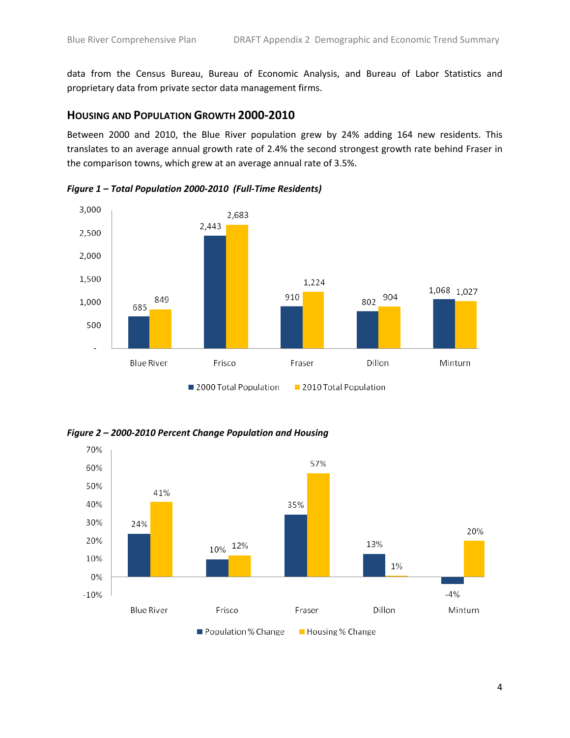data from the Census Bureau, Bureau of Economic Analysis, and Bureau of Labor Statistics and proprietary data from private sector data management firms.

## HOUSING AND POPULATION GROWTH 2000-2010

Between 2000 and 2010, the Blue River population grew by 24% adding 164 new residents. This translates to an average annual growth rate of 2.4% the second strongest growth rate behind Fraser in the comparison towns, which grew at an average annual rate of 3.5%.

***Figure 1 – Total Population 2000-2010 (Full-Time Residents)***

| | 2000 Total Population | 2010 Total Population |
|---|---|---|
| Blue River | 685 | 849 |
| Frisco | 2,443 | 2,683 |
| Fraser | 910 | 1,224 |
| Dillon | 802 | 904 |
| Minturn | 1,068 | 1,027 |

***Figure 2 – 2000-2010 Percent Change Population and Housing***

| | Population % Change | Housing % Change |
|---|---|---|
| Blue River | 24% | 41% |
| Frisco | 10% | 12% |
| Fraser | 35% | 57% |
| Dillon | 13% | 1% |
| Minturn | -4% | 20% |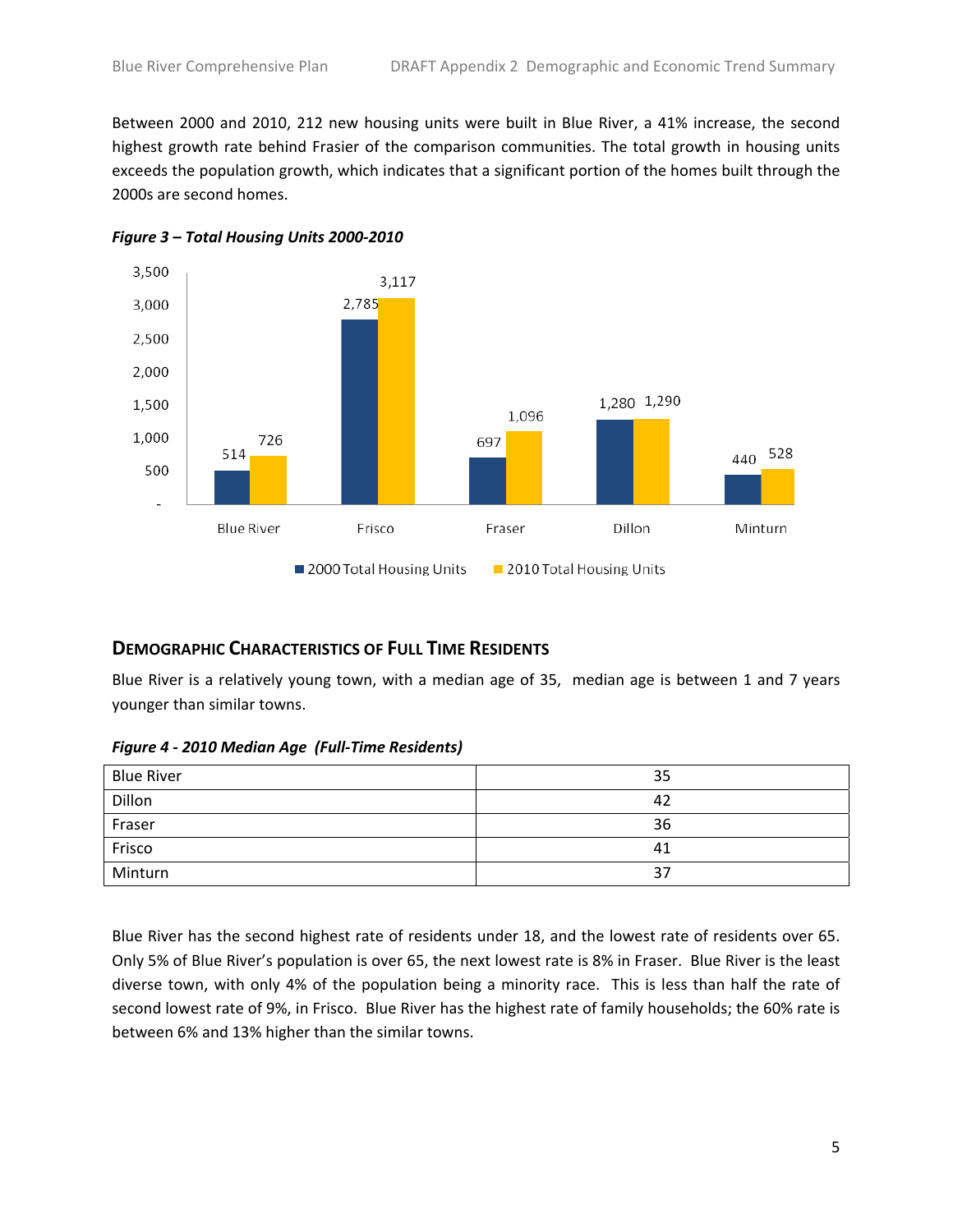Between 2000 and 2010, 212 new housing units were built in Blue River, a 41% increase, the second highest growth rate behind Frasier of the comparison communities. The total growth in housing units exceeds the population growth, which indicates that a significant portion of the homes built through the 2000s are second homes.

***Figure 3 – Total Housing Units 2000-2010***

| | 2000 Total Housing Units | 2010 Total Housing Units |
|---|---|---|
| Blue River | 514 | 726 |
| Frisco | 2,785 | 3,117 |
| Fraser | 697 | 1,096 |
| Dillon | 1,280 | 1,290 |
| Minturn | 440 | 528 |

## DEMOGRAPHIC CHARACTERISTICS OF FULL TIME RESIDENTS

Blue River is a relatively young town, with a median age of 35, median age is between 1 and 7 years younger than similar towns.

***Figure 4 - 2010 Median Age (Full-Time Residents)***

| | |
|---|---|
| Blue River | 35 |
| Dillon | 42 |
| Fraser | 36 |
| Frisco | 41 |
| Minturn | 37 |

Blue River has the second highest rate of residents under 18, and the lowest rate of residents over 65. Only 5% of Blue River's population is over 65, the next lowest rate is 8% in Fraser. Blue River is the least diverse town, with only 4% of the population being a minority race. This is less than half the rate of second lowest rate of 9%, in Frisco. Blue River has the highest rate of family households; the 60% rate is between 6% and 13% higher than the similar towns.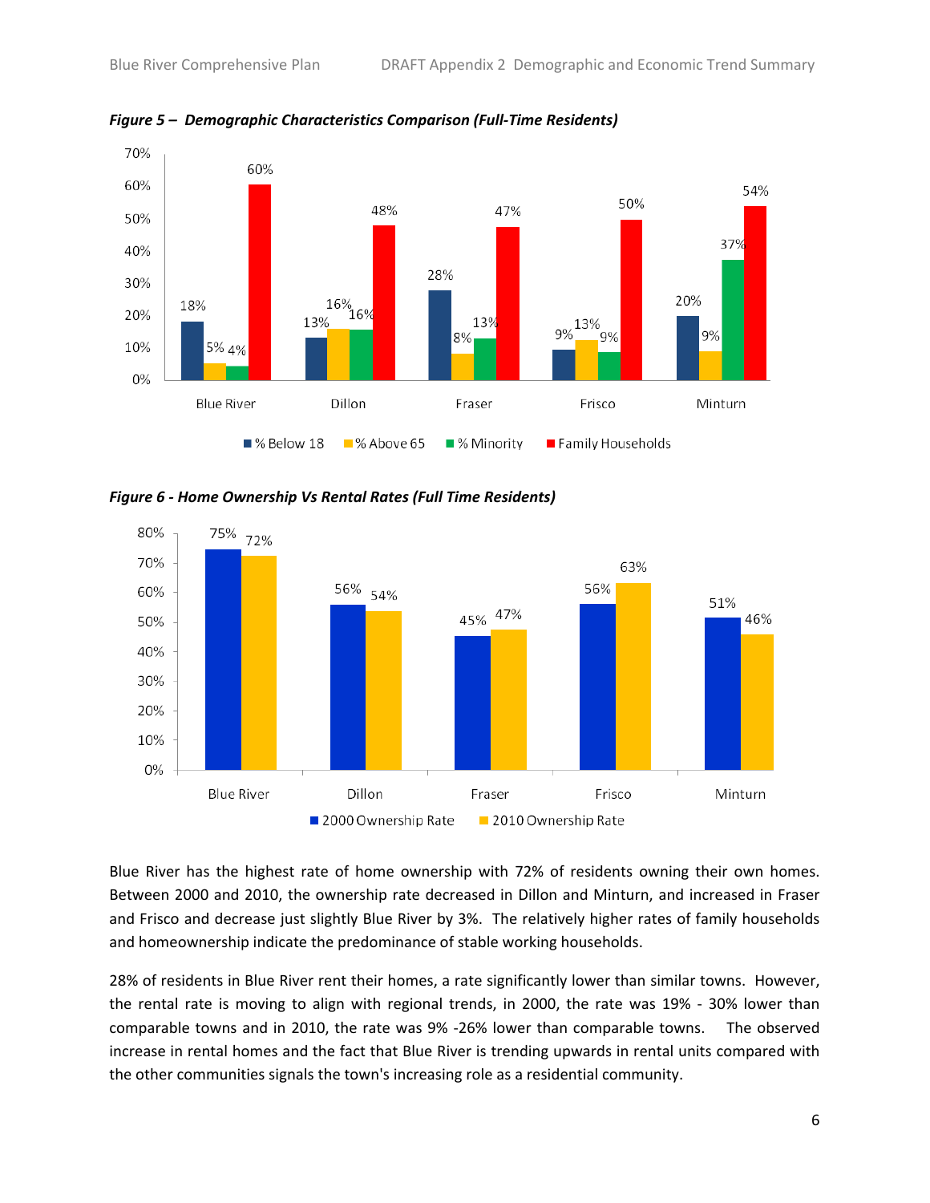*Figure 5 – Demographic Characteristics Comparison (Full-Time Residents)*

| | % Below 18 | % Above 65 | % Minority | Family Households |
|---|---|---|---|---|
| Blue River | 18% | 5% | 4% | 60% |
| Dillon | 13% | 16% | 16% | 48% |
| Fraser | 28% | 8% | 13% | 47% |
| Frisco | 9% | 13% | 9% | 50% |
| Minturn | 20% | 9% | 37% | 54% |

*Figure 6 - Home Ownership Vs Rental Rates (Full Time Residents)*

| | 2000 Ownership Rate | 2010 Ownership Rate |
|---|---|---|
| Blue River | 75% | 72% |
| Dillon | 56% | 54% |
| Fraser | 45% | 47% |
| Frisco | 56% | 63% |
| Minturn | 51% | 46% |

Blue River has the highest rate of home ownership with 72% of residents owning their own homes. Between 2000 and 2010, the ownership rate decreased in Dillon and Minturn, and increased in Fraser and Frisco and decrease just slightly Blue River by 3%. The relatively higher rates of family households and homeownership indicate the predominance of stable working households.

28% of residents in Blue River rent their homes, a rate significantly lower than similar towns. However, the rental rate is moving to align with regional trends, in 2000, the rate was 19% - 30% lower than comparable towns and in 2010, the rate was 9% -26% lower than comparable towns. The observed increase in rental homes and the fact that Blue River is trending upwards in rental units compared with the other communities signals the town's increasing role as a residential community.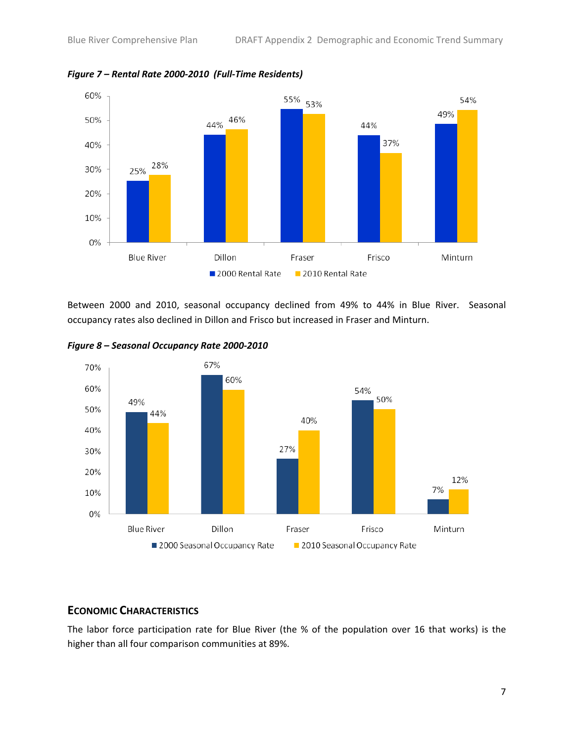*Figure 7 – Rental Rate 2000-2010 (Full-Time Residents)*

| | 2000 Rental Rate | 2010 Rental Rate |
|---|---|---|
| Blue River | 25% | 28% |
| Dillon | 44% | 46% |
| Fraser | 55% | 53% |
| Frisco | 44% | 37% |
| Minturn | 49% | 54% |

Between 2000 and 2010, seasonal occupancy declined from 49% to 44% in Blue River. Seasonal occupancy rates also declined in Dillon and Frisco but increased in Fraser and Minturn.

*Figure 8 – Seasonal Occupancy Rate 2000-2010*

| | 2000 Seasonal Occupancy Rate | 2010 Seasonal Occupancy Rate |
|---|---|---|
| Blue River | 49% | 44% |
| Dillon | 67% | 60% |
| Fraser | 27% | 40% |
| Frisco | 54% | 50% |
| Minturn | 7% | 12% |

## Economic Characteristics

The labor force participation rate for Blue River (the % of the population over 16 that works) is the higher than all four comparison communities at 89%.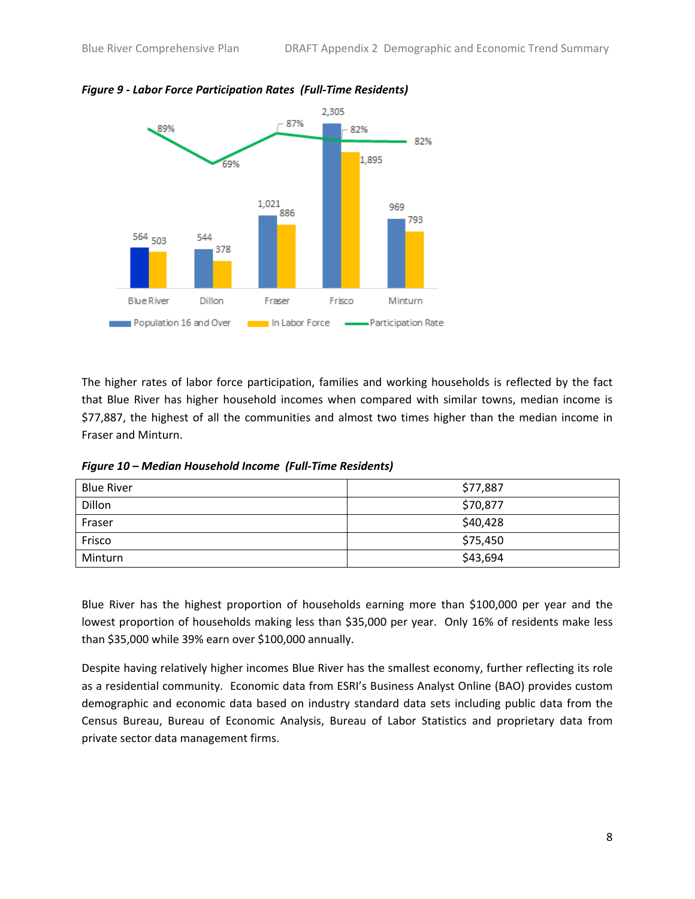*Figure 9 - Labor Force Participation Rates (Full-Time Residents)*

| | Blue River | Dillon | Fraser | Frisco | Minturn |
|---|---|---|---|---|---|
| Population 16 and Over | 564 | 544 | 1,021 | 2,305 | 969 |
| In Labor Force | 503 | 378 | 886 | 1,895 | 793 |
| Participation Rate | 89% | 69% | 87% | 82% | 82% |

The higher rates of labor force participation, families and working households is reflected by the fact that Blue River has higher household incomes when compared with similar towns, median income is $77,887, the highest of all the communities and almost two times higher than the median income in Fraser and Minturn.

*Figure 10 – Median Household Income (Full-Time Residents)*

| | |
|---|---|
| Blue River | $77,887 |
| Dillon | $70,877 |
| Fraser | $40,428 |
| Frisco | $75,450 |
| Minturn | $43,694 |

Blue River has the highest proportion of households earning more than $100,000 per year and the lowest proportion of households making less than $35,000 per year. Only 16% of residents make less than $35,000 while 39% earn over $100,000 annually.

Despite having relatively higher incomes Blue River has the smallest economy, further reflecting its role as a residential community. Economic data from ESRI's Business Analyst Online (BAO) provides custom demographic and economic data based on industry standard data sets including public data from the Census Bureau, Bureau of Economic Analysis, Bureau of Labor Statistics and proprietary data from private sector data management firms.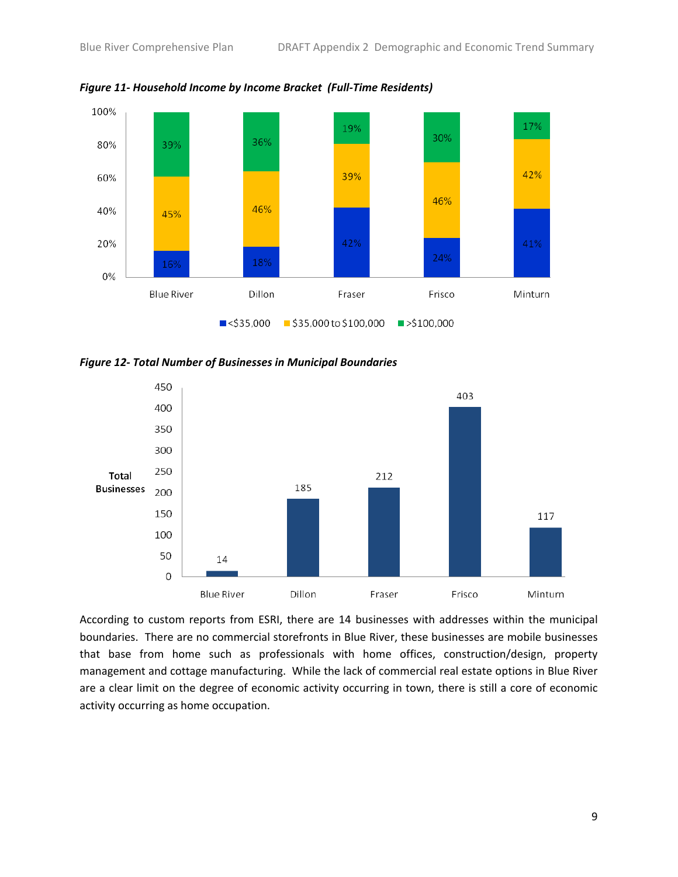*Figure 11- Household Income by Income Bracket (Full-Time Residents)*

100%
80%
60%
40%
20%
0%

Blue River: 16%, 45%, 39%
Dillon: 18%, 46%, 36%
Fraser: 42%, 39%, 19%
Frisco: 24%, 46%, 30%
Minturn: 41%, 42%, 17%

<$35,000 | $35,000 to $100,000 | >$100,000

*Figure 12- Total Number of Businesses in Municipal Boundaries*

Total Businesses

450
400
350
300
250
200
150
100
50
0

Blue River: 14
Dillon: 185
Fraser: 212
Frisco: 403
Minturn: 117

According to custom reports from ESRI, there are 14 businesses with addresses within the municipal boundaries. There are no commercial storefronts in Blue River, these businesses are mobile businesses that base from home such as professionals with home offices, construction/design, property management and cottage manufacturing. While the lack of commercial real estate options in Blue River are a clear limit on the degree of economic activity occurring in town, there is still a core of economic activity occurring as home occupation.